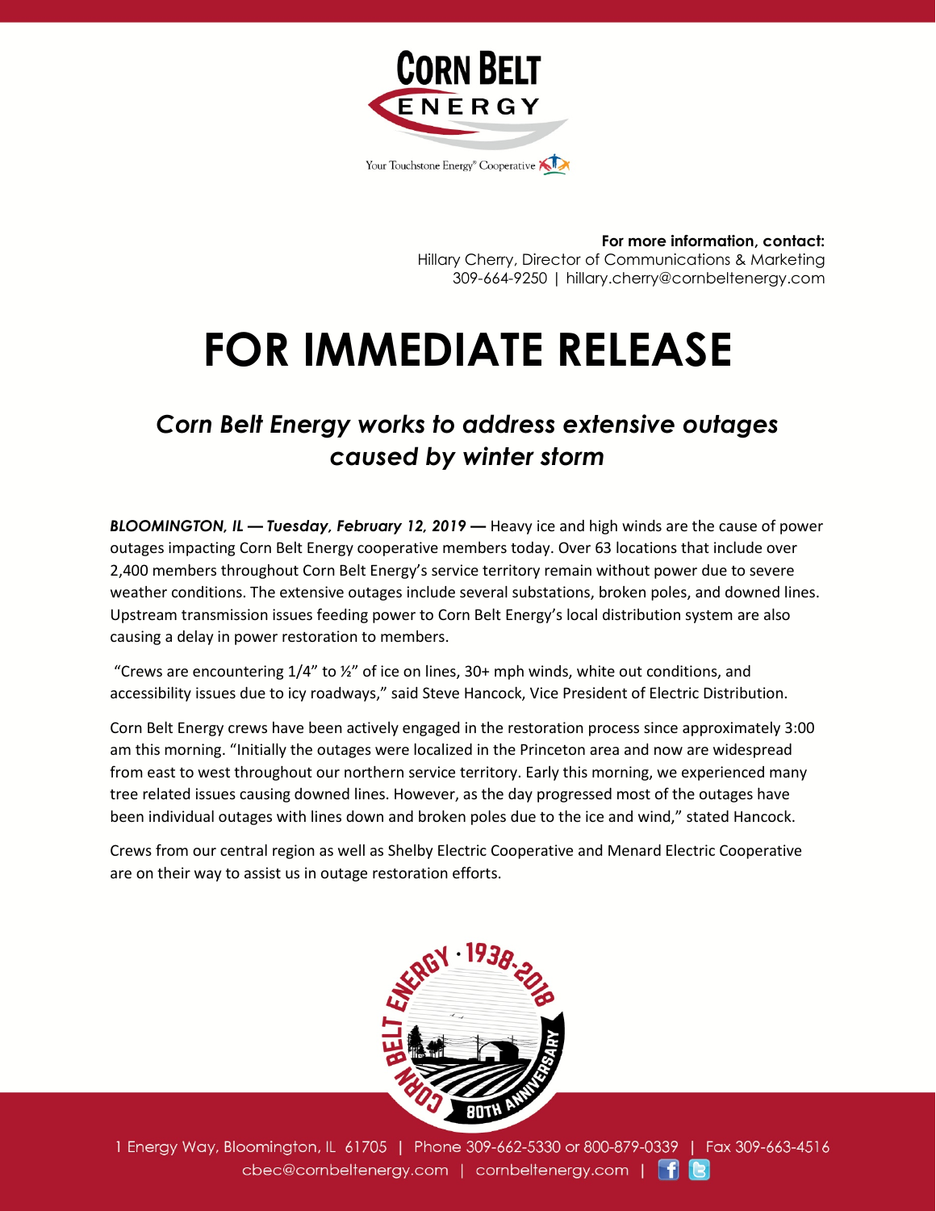**For more information, contact:**
Hillary Cherry, Director of Communications & Marketing
309-664-9250 | hillary.cherry@cornbeltenergy.com

# FOR IMMEDIATE RELEASE

## *Corn Belt Energy works to address extensive outages caused by winter storm*

***BLOOMINGTON, IL — Tuesday, February 12, 2019 —*** Heavy ice and high winds are the cause of power outages impacting Corn Belt Energy cooperative members today. Over 63 locations that include over 2,400 members throughout Corn Belt Energy's service territory remain without power due to severe weather conditions. The extensive outages include several substations, broken poles, and downed lines. Upstream transmission issues feeding power to Corn Belt Energy's local distribution system are also causing a delay in power restoration to members.

"Crews are encountering 1/4" to ½" of ice on lines, 30+ mph winds, white out conditions, and accessibility issues due to icy roadways," said Steve Hancock, Vice President of Electric Distribution.

Corn Belt Energy crews have been actively engaged in the restoration process since approximately 3:00 am this morning. "Initially the outages were localized in the Princeton area and now are widespread from east to west throughout our northern service territory. Early this morning, we experienced many tree related issues causing downed lines. However, as the day progressed most of the outages have been individual outages with lines down and broken poles due to the ice and wind," stated Hancock.

Crews from our central region as well as Shelby Electric Cooperative and Menard Electric Cooperative are on their way to assist us in outage restoration efforts.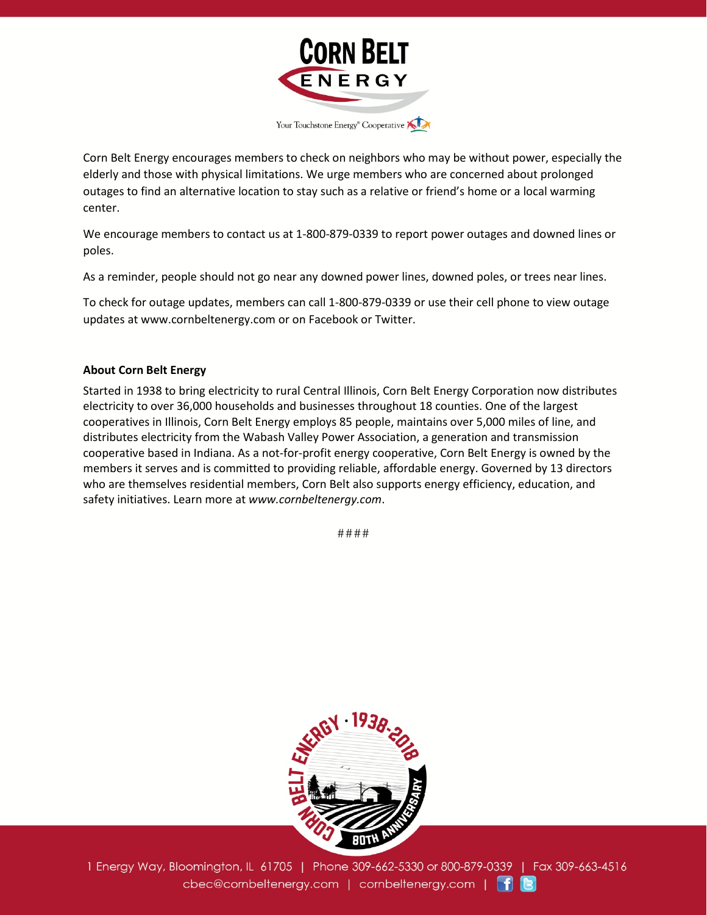Corn Belt Energy encourages members to check on neighbors who may be without power, especially the elderly and those with physical limitations. We urge members who are concerned about prolonged outages to find an alternative location to stay such as a relative or friend's home or a local warming center.

We encourage members to contact us at 1-800-879-0339 to report power outages and downed lines or poles.

As a reminder, people should not go near any downed power lines, downed poles, or trees near lines.

To check for outage updates, members can call 1-800-879-0339 or use their cell phone to view outage updates at www.cornbeltenergy.com or on Facebook or Twitter.

**About Corn Belt Energy**

Started in 1938 to bring electricity to rural Central Illinois, Corn Belt Energy Corporation now distributes electricity to over 36,000 households and businesses throughout 18 counties. One of the largest cooperatives in Illinois, Corn Belt Energy employs 85 people, maintains over 5,000 miles of line, and distributes electricity from the Wabash Valley Power Association, a generation and transmission cooperative based in Indiana. As a not-for-profit energy cooperative, Corn Belt Energy is owned by the members it serves and is committed to providing reliable, affordable energy. Governed by 13 directors who are themselves residential members, Corn Belt also supports energy efficiency, education, and safety initiatives. Learn more at *www.cornbeltenergy.com*.

####

1 Energy Way, Bloomington, IL 61705 | Phone 309-662-5330 or 800-879-0339 | Fax 309-663-4516
cbec@cornbeltenergy.com | cornbeltenergy.com